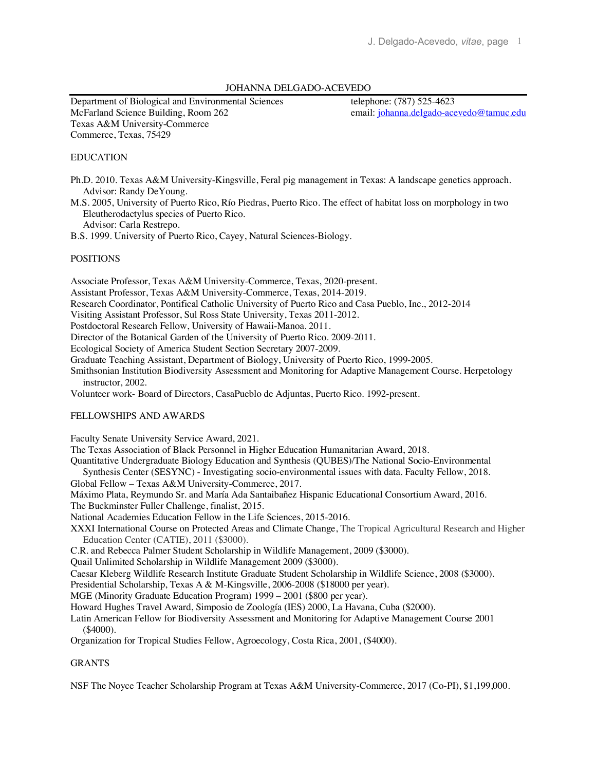# JOHANNA DELGADO-ACEVEDO

Department of Biological and Environmental Sciences
McFarland Science Building, Room 262
Texas A&M University-Commerce
Commerce, Texas, 75429

telephone: (787) 525-4623
email: johanna.delgado-acevedo@tamuc.edu

## EDUCATION

Ph.D. 2010. Texas A&M University-Kingsville, Feral pig management in Texas: A landscape genetics approach.
Advisor: Randy DeYoung.

M.S. 2005, University of Puerto Rico, Río Piedras, Puerto Rico. The effect of habitat loss on morphology in two Eleutherodactylus species of Puerto Rico.
Advisor: Carla Restrepo.

B.S. 1999. University of Puerto Rico, Cayey, Natural Sciences-Biology.

## POSITIONS

Associate Professor, Texas A&M University-Commerce, Texas, 2020-present.
Assistant Professor, Texas A&M University-Commerce, Texas, 2014-2019.
Research Coordinator, Pontifical Catholic University of Puerto Rico and Casa Pueblo, Inc., 2012-2014
Visiting Assistant Professor, Sul Ross State University, Texas 2011-2012.
Postdoctoral Research Fellow, University of Hawaii-Manoa. 2011.
Director of the Botanical Garden of the University of Puerto Rico. 2009-2011.
Ecological Society of America Student Section Secretary 2007-2009.
Graduate Teaching Assistant, Department of Biology, University of Puerto Rico, 1999-2005.
Smithsonian Institution Biodiversity Assessment and Monitoring for Adaptive Management Course. Herpetology instructor, 2002.
Volunteer work- Board of Directors, CasaPueblo de Adjuntas, Puerto Rico. 1992-present.

## FELLOWSHIPS AND AWARDS

Faculty Senate University Service Award, 2021.
The Texas Association of Black Personnel in Higher Education Humanitarian Award, 2018.
Quantitative Undergraduate Biology Education and Synthesis (QUBES)/The National Socio-Environmental Synthesis Center (SESYNC) - Investigating socio-environmental issues with data. Faculty Fellow, 2018.
Global Fellow – Texas A&M University-Commerce, 2017.
Máximo Plata, Reymundo Sr. and María Ada Santaibañez Hispanic Educational Consortium Award, 2016.
The Buckminster Fuller Challenge, finalist, 2015.
National Academies Education Fellow in the Life Sciences, 2015-2016.
XXXI International Course on Protected Areas and Climate Change, The Tropical Agricultural Research and Higher Education Center (CATIE), 2011 ($3000).
C.R. and Rebecca Palmer Student Scholarship in Wildlife Management, 2009 ($3000).
Quail Unlimited Scholarship in Wildlife Management 2009 ($3000).
Caesar Kleberg Wildlife Research Institute Graduate Student Scholarship in Wildlife Science, 2008 ($3000).
Presidential Scholarship, Texas A & M-Kingsville, 2006-2008 ($18000 per year).
MGE (Minority Graduate Education Program) 1999 – 2001 ($800 per year).
Howard Hughes Travel Award, Simposio de Zoología (IES) 2000, La Havana, Cuba ($2000).
Latin American Fellow for Biodiversity Assessment and Monitoring for Adaptive Management Course 2001 ($4000).
Organization for Tropical Studies Fellow, Agroecology, Costa Rica, 2001, ($4000).

## GRANTS

NSF The Noyce Teacher Scholarship Program at Texas A&M University-Commerce, 2017 (Co-PI), $1,199,000.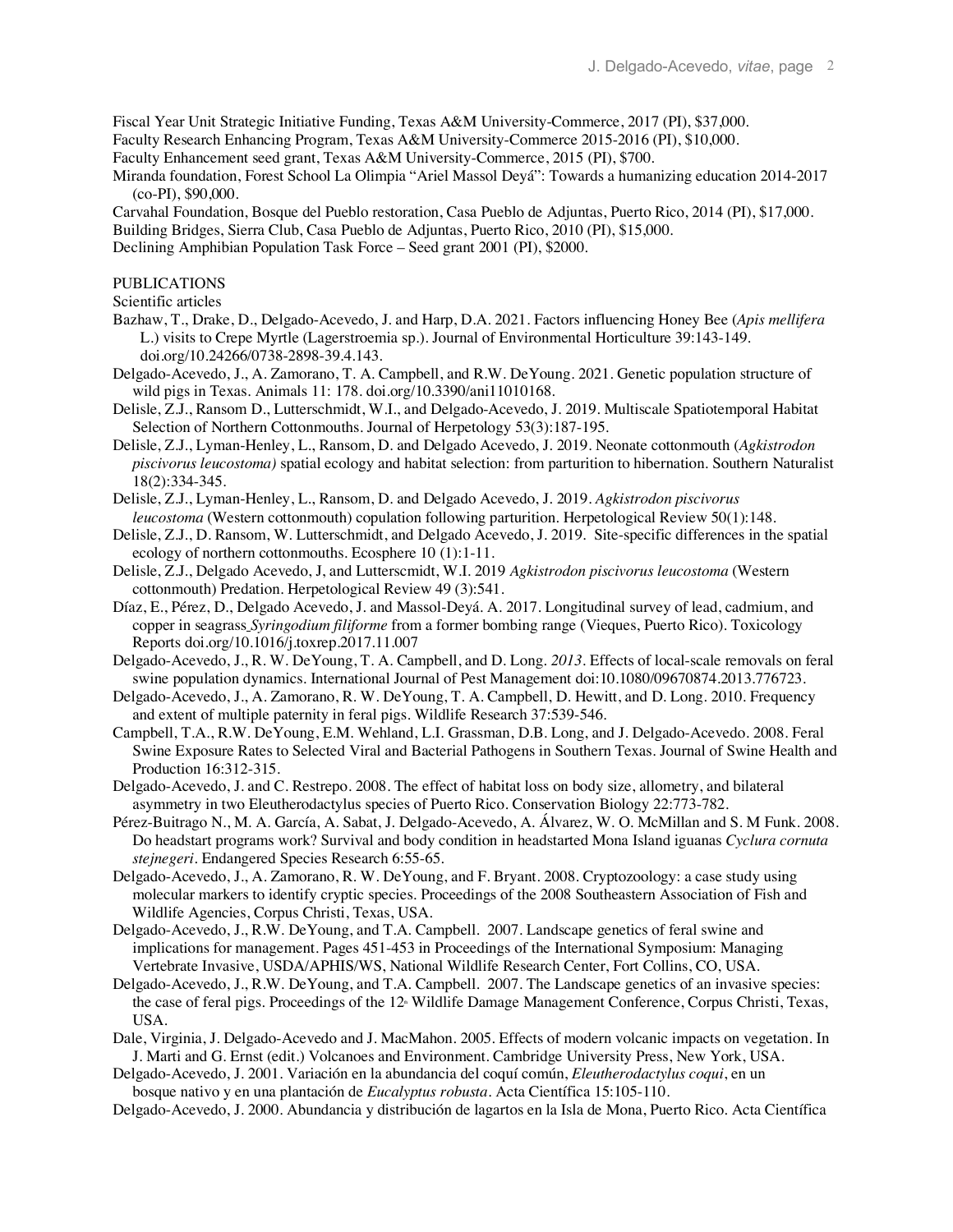Fiscal Year Unit Strategic Initiative Funding, Texas A&M University-Commerce, 2017 (PI), $37,000.
Faculty Research Enhancing Program, Texas A&M University-Commerce 2015-2016 (PI), $10,000.
Faculty Enhancement seed grant, Texas A&M University-Commerce, 2015 (PI), $700.
Miranda foundation, Forest School La Olimpia "Ariel Massol Deyá": Towards a humanizing education 2014-2017 (co-PI), $90,000.
Carvahal Foundation, Bosque del Pueblo restoration, Casa Pueblo de Adjuntas, Puerto Rico, 2014 (PI), $17,000.
Building Bridges, Sierra Club, Casa Pueblo de Adjuntas, Puerto Rico, 2010 (PI), $15,000.
Declining Amphibian Population Task Force – Seed grant 2001 (PI), $2000.

## PUBLICATIONS

### Scientific articles

Bazhaw, T., Drake, D., Delgado-Acevedo, J. and Harp, D.A. 2021. Factors influencing Honey Bee (*Apis mellifera* L.) visits to Crepe Myrtle (Lagerstroemia sp.). Journal of Environmental Horticulture 39:143-149. doi.org/10.24266/0738-2898-39.4.143.

Delgado-Acevedo, J., A. Zamorano, T. A. Campbell, and R.W. DeYoung. 2021. Genetic population structure of wild pigs in Texas. Animals 11: 178. doi.org/10.3390/ani11010168.

Delisle, Z.J., Ransom D., Lutterschmidt, W.I., and Delgado-Acevedo, J. 2019. Multiscale Spatiotemporal Habitat Selection of Northern Cottonmouths. Journal of Herpetology 53(3):187-195.

Delisle, Z.J., Lyman-Henley, L., Ransom, D. and Delgado Acevedo, J. 2019. Neonate cottonmouth (*Agkistrodon piscivorus leucostoma)* spatial ecology and habitat selection: from parturition to hibernation. Southern Naturalist 18(2):334-345.

Delisle, Z.J., Lyman-Henley, L., Ransom, D. and Delgado Acevedo, J. 2019. *Agkistrodon piscivorus leucostoma* (Western cottonmouth) copulation following parturition. Herpetological Review 50(1):148.

Delisle, Z.J., D. Ransom, W. Lutterschmidt, and Delgado Acevedo, J. 2019. Site-specific differences in the spatial ecology of northern cottonmouths. Ecosphere 10 (1):1-11.

Delisle, Z.J., Delgado Acevedo, J, and Lutterscmidt, W.I. 2019 *Agkistrodon piscivorus leucostoma* (Western cottonmouth) Predation. Herpetological Review 49 (3):541.

Díaz, E., Pérez, D., Delgado Acevedo, J. and Massol-Deyá. A. 2017. Longitudinal survey of lead, cadmium, and copper in seagrass *Syringodium filiforme* from a former bombing range (Vieques, Puerto Rico). Toxicology Reports doi.org/10.1016/j.toxrep.2017.11.007

Delgado-Acevedo, J., R. W. DeYoung, T. A. Campbell, and D. Long. *2013*. Effects of local-scale removals on feral swine population dynamics. International Journal of Pest Management doi:10.1080/09670874.2013.776723.

Delgado-Acevedo, J., A. Zamorano, R. W. DeYoung, T. A. Campbell, D. Hewitt, and D. Long. 2010. Frequency and extent of multiple paternity in feral pigs. Wildlife Research 37:539-546.

Campbell, T.A., R.W. DeYoung, E.M. Wehland, L.I. Grassman, D.B. Long, and J. Delgado-Acevedo. 2008. Feral Swine Exposure Rates to Selected Viral and Bacterial Pathogens in Southern Texas. Journal of Swine Health and Production 16:312-315.

Delgado-Acevedo, J. and C. Restrepo. 2008. The effect of habitat loss on body size, allometry, and bilateral asymmetry in two Eleutherodactylus species of Puerto Rico. Conservation Biology 22:773-782.

Pérez-Buitrago N., M. A. García, A. Sabat, J. Delgado-Acevedo, A. Álvarez, W. O. McMillan and S. M Funk. 2008. Do headstart programs work? Survival and body condition in headstarted Mona Island iguanas *Cyclura cornuta stejnegeri*. Endangered Species Research 6:55-65.

Delgado-Acevedo, J., A. Zamorano, R. W. DeYoung, and F. Bryant. 2008. Cryptozoology: a case study using molecular markers to identify cryptic species. Proceedings of the 2008 Southeastern Association of Fish and Wildlife Agencies, Corpus Christi, Texas, USA.

Delgado-Acevedo, J., R.W. DeYoung, and T.A. Campbell. 2007. Landscape genetics of feral swine and implications for management. Pages 451-453 in Proceedings of the International Symposium: Managing Vertebrate Invasive, USDA/APHIS/WS, National Wildlife Research Center, Fort Collins, CO, USA.

Delgado-Acevedo, J., R.W. DeYoung, and T.A. Campbell. 2007. The Landscape genetics of an invasive species: the case of feral pigs. Proceedings of the 12th Wildlife Damage Management Conference, Corpus Christi, Texas, USA.

Dale, Virginia, J. Delgado-Acevedo and J. MacMahon. 2005. Effects of modern volcanic impacts on vegetation. In J. Marti and G. Ernst (edit.) Volcanoes and Environment. Cambridge University Press, New York, USA.

Delgado-Acevedo, J. 2001. Variación en la abundancia del coquí común, *Eleutherodactylus coqui*, en un bosque nativo y en una plantación de *Eucalyptus robusta*. Acta Científica 15:105-110.

Delgado-Acevedo, J. 2000. Abundancia y distribución de lagartos en la Isla de Mona, Puerto Rico. Acta Científica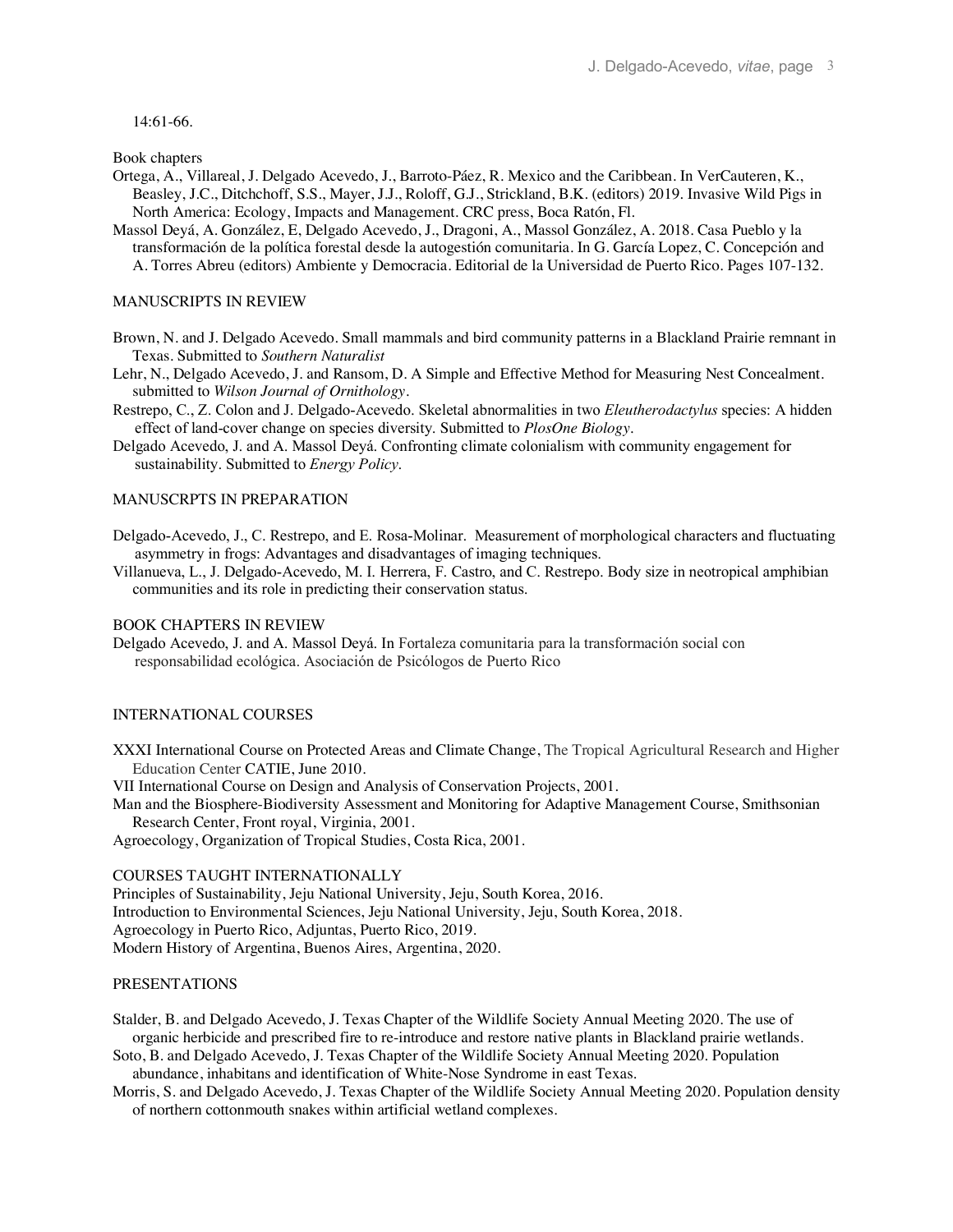14:61-66.

Book chapters

Ortega, A., Villareal, J. Delgado Acevedo, J., Barroto-Páez, R. Mexico and the Caribbean. In VerCauteren, K., Beasley, J.C., Ditchchoff, S.S., Mayer, J.J., Roloff, G.J., Strickland, B.K. (editors) 2019. Invasive Wild Pigs in North America: Ecology, Impacts and Management. CRC press, Boca Ratón, Fl.

Massol Deyá, A. González, E, Delgado Acevedo, J., Dragoni, A., Massol González, A. 2018. Casa Pueblo y la transformación de la política forestal desde la autogestión comunitaria. In G. García Lopez, C. Concepción and A. Torres Abreu (editors) Ambiente y Democracia. Editorial de la Universidad de Puerto Rico. Pages 107-132.

## MANUSCRIPTS IN REVIEW

Brown, N. and J. Delgado Acevedo. Small mammals and bird community patterns in a Blackland Prairie remnant in Texas. Submitted to *Southern Naturalist*

Lehr, N., Delgado Acevedo, J. and Ransom, D. A Simple and Effective Method for Measuring Nest Concealment. submitted to *Wilson Journal of Ornithology*.

Restrepo, C., Z. Colon and J. Delgado-Acevedo. Skeletal abnormalities in two *Eleutherodactylus* species: A hidden effect of land-cover change on species diversity. Submitted to *PlosOne Biology*.

Delgado Acevedo, J. and A. Massol Deyá. Confronting climate colonialism with community engagement for sustainability. Submitted to *Energy Policy*.

## MANUSCRPTS IN PREPARATION

Delgado-Acevedo, J., C. Restrepo, and E. Rosa-Molinar. Measurement of morphological characters and fluctuating asymmetry in frogs: Advantages and disadvantages of imaging techniques.

Villanueva, L., J. Delgado-Acevedo, M. I. Herrera, F. Castro, and C. Restrepo. Body size in neotropical amphibian communities and its role in predicting their conservation status.

## BOOK CHAPTERS IN REVIEW

Delgado Acevedo, J. and A. Massol Deyá. In Fortaleza comunitaria para la transformación social con responsabilidad ecológica. Asociación de Psicólogos de Puerto Rico

## INTERNATIONAL COURSES

XXXI International Course on Protected Areas and Climate Change, The Tropical Agricultural Research and Higher Education Center CATIE, June 2010.

VII International Course on Design and Analysis of Conservation Projects, 2001.

Man and the Biosphere-Biodiversity Assessment and Monitoring for Adaptive Management Course, Smithsonian Research Center, Front royal, Virginia, 2001.

Agroecology, Organization of Tropical Studies, Costa Rica, 2001.

## COURSES TAUGHT INTERNATIONALLY

Principles of Sustainability, Jeju National University, Jeju, South Korea, 2016.

Introduction to Environmental Sciences, Jeju National University, Jeju, South Korea, 2018.

Agroecology in Puerto Rico, Adjuntas, Puerto Rico, 2019.

Modern History of Argentina, Buenos Aires, Argentina, 2020.

## PRESENTATIONS

Stalder, B. and Delgado Acevedo, J. Texas Chapter of the Wildlife Society Annual Meeting 2020. The use of organic herbicide and prescribed fire to re-introduce and restore native plants in Blackland prairie wetlands.

Soto, B. and Delgado Acevedo, J. Texas Chapter of the Wildlife Society Annual Meeting 2020. Population abundance, inhabitans and identification of White-Nose Syndrome in east Texas.

Morris, S. and Delgado Acevedo, J. Texas Chapter of the Wildlife Society Annual Meeting 2020. Population density of northern cottonmouth snakes within artificial wetland complexes.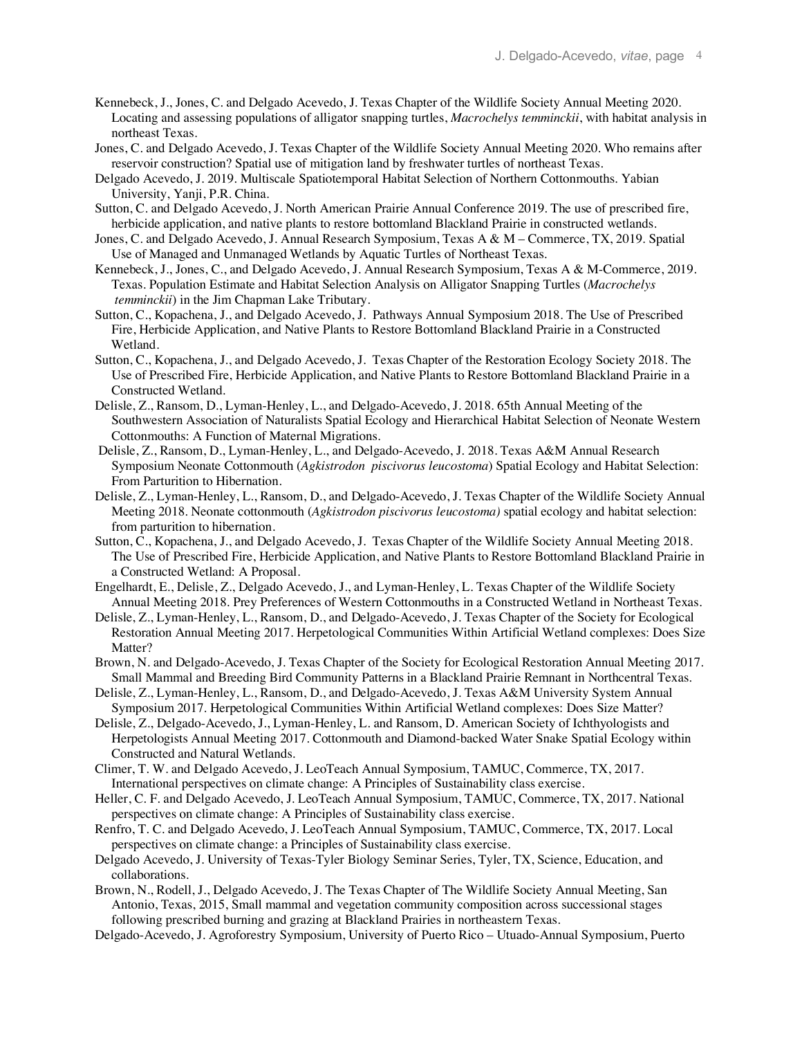Kennebeck, J., Jones, C. and Delgado Acevedo, J. Texas Chapter of the Wildlife Society Annual Meeting 2020. Locating and assessing populations of alligator snapping turtles, *Macrochelys temminckii*, with habitat analysis in northeast Texas.

Jones, C. and Delgado Acevedo, J. Texas Chapter of the Wildlife Society Annual Meeting 2020. Who remains after reservoir construction? Spatial use of mitigation land by freshwater turtles of northeast Texas.

Delgado Acevedo, J. 2019. Multiscale Spatiotemporal Habitat Selection of Northern Cottonmouths. Yabian University, Yanji, P.R. China.

Sutton, C. and Delgado Acevedo, J. North American Prairie Annual Conference 2019. The use of prescribed fire, herbicide application, and native plants to restore bottomland Blackland Prairie in constructed wetlands.

Jones, C. and Delgado Acevedo, J. Annual Research Symposium, Texas A & M – Commerce, TX, 2019. Spatial Use of Managed and Unmanaged Wetlands by Aquatic Turtles of Northeast Texas.

Kennebeck, J., Jones, C., and Delgado Acevedo, J. Annual Research Symposium, Texas A & M-Commerce, 2019. Texas. Population Estimate and Habitat Selection Analysis on Alligator Snapping Turtles (*Macrochelys temminckii*) in the Jim Chapman Lake Tributary.

Sutton, C., Kopachena, J., and Delgado Acevedo, J. Pathways Annual Symposium 2018. The Use of Prescribed Fire, Herbicide Application, and Native Plants to Restore Bottomland Blackland Prairie in a Constructed Wetland.

Sutton, C., Kopachena, J., and Delgado Acevedo, J. Texas Chapter of the Restoration Ecology Society 2018. The Use of Prescribed Fire, Herbicide Application, and Native Plants to Restore Bottomland Blackland Prairie in a Constructed Wetland.

Delisle, Z., Ransom, D., Lyman-Henley, L., and Delgado-Acevedo, J. 2018. 65th Annual Meeting of the Southwestern Association of Naturalists Spatial Ecology and Hierarchical Habitat Selection of Neonate Western Cottonmouths: A Function of Maternal Migrations.

Delisle, Z., Ransom, D., Lyman-Henley, L., and Delgado-Acevedo, J. 2018. Texas A&M Annual Research Symposium Neonate Cottonmouth (*Agkistrodon piscivorus leucostoma*) Spatial Ecology and Habitat Selection: From Parturition to Hibernation.

Delisle, Z., Lyman-Henley, L., Ransom, D., and Delgado-Acevedo, J. Texas Chapter of the Wildlife Society Annual Meeting 2018. Neonate cottonmouth (*Agkistrodon piscivorus leucostoma)* spatial ecology and habitat selection: from parturition to hibernation.

Sutton, C., Kopachena, J., and Delgado Acevedo, J. Texas Chapter of the Wildlife Society Annual Meeting 2018. The Use of Prescribed Fire, Herbicide Application, and Native Plants to Restore Bottomland Blackland Prairie in a Constructed Wetland: A Proposal.

Engelhardt, E., Delisle, Z., Delgado Acevedo, J., and Lyman-Henley, L. Texas Chapter of the Wildlife Society Annual Meeting 2018. Prey Preferences of Western Cottonmouths in a Constructed Wetland in Northeast Texas.

Delisle, Z., Lyman-Henley, L., Ransom, D., and Delgado-Acevedo, J. Texas Chapter of the Society for Ecological Restoration Annual Meeting 2017. Herpetological Communities Within Artificial Wetland complexes: Does Size Matter?

Brown, N. and Delgado-Acevedo, J. Texas Chapter of the Society for Ecological Restoration Annual Meeting 2017. Small Mammal and Breeding Bird Community Patterns in a Blackland Prairie Remnant in Northcentral Texas.

Delisle, Z., Lyman-Henley, L., Ransom, D., and Delgado-Acevedo, J. Texas A&M University System Annual Symposium 2017. Herpetological Communities Within Artificial Wetland complexes: Does Size Matter?

Delisle, Z., Delgado-Acevedo, J., Lyman-Henley, L. and Ransom, D. American Society of Ichthyologists and Herpetologists Annual Meeting 2017. Cottonmouth and Diamond-backed Water Snake Spatial Ecology within Constructed and Natural Wetlands.

Climer, T. W. and Delgado Acevedo, J. LeoTeach Annual Symposium, TAMUC, Commerce, TX, 2017. International perspectives on climate change: A Principles of Sustainability class exercise.

Heller, C. F. and Delgado Acevedo, J. LeoTeach Annual Symposium, TAMUC, Commerce, TX, 2017. National perspectives on climate change: A Principles of Sustainability class exercise.

Renfro, T. C. and Delgado Acevedo, J. LeoTeach Annual Symposium, TAMUC, Commerce, TX, 2017. Local perspectives on climate change: a Principles of Sustainability class exercise.

Delgado Acevedo, J. University of Texas-Tyler Biology Seminar Series, Tyler, TX, Science, Education, and collaborations.

Brown, N., Rodell, J., Delgado Acevedo, J. The Texas Chapter of The Wildlife Society Annual Meeting, San Antonio, Texas, 2015, Small mammal and vegetation community composition across successional stages following prescribed burning and grazing at Blackland Prairies in northeastern Texas.

Delgado-Acevedo, J. Agroforestry Symposium, University of Puerto Rico – Utuado-Annual Symposium, Puerto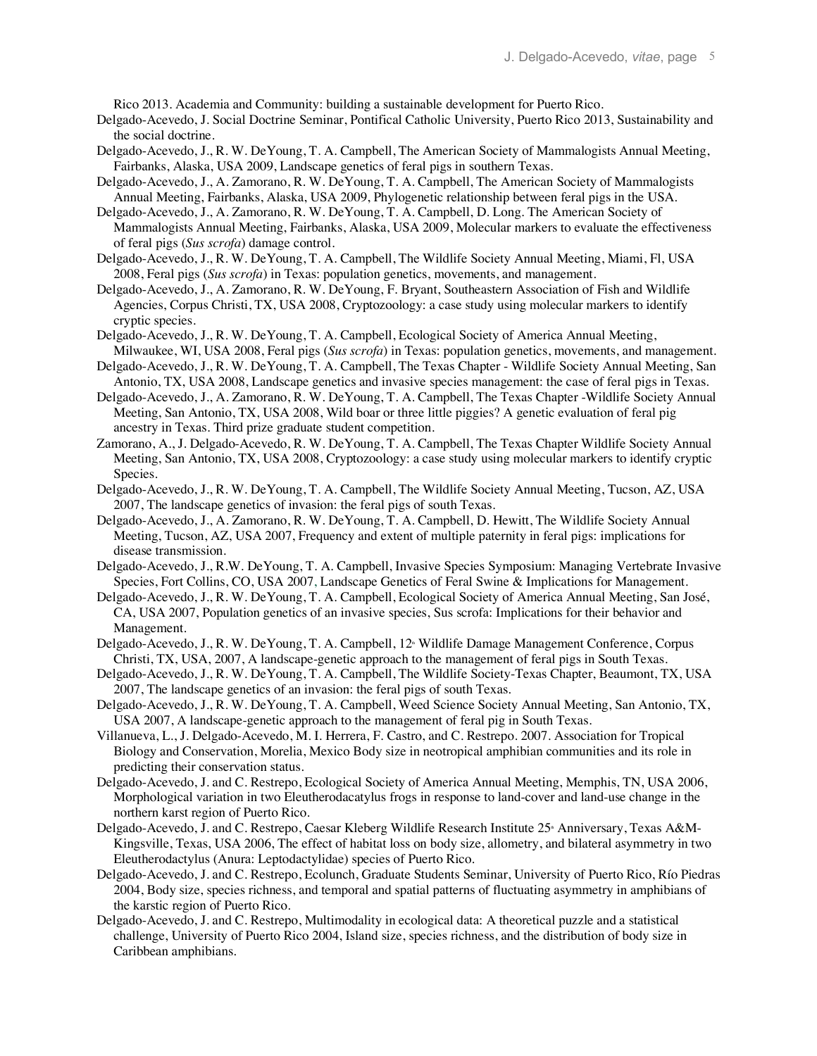Rico 2013. Academia and Community: building a sustainable development for Puerto Rico.

Delgado-Acevedo, J. Social Doctrine Seminar, Pontifical Catholic University, Puerto Rico 2013, Sustainability and the social doctrine.

Delgado-Acevedo, J., R. W. DeYoung, T. A. Campbell, The American Society of Mammalogists Annual Meeting, Fairbanks, Alaska, USA 2009, Landscape genetics of feral pigs in southern Texas.

Delgado-Acevedo, J., A. Zamorano, R. W. DeYoung, T. A. Campbell, The American Society of Mammalogists Annual Meeting, Fairbanks, Alaska, USA 2009, Phylogenetic relationship between feral pigs in the USA.

Delgado-Acevedo, J., A. Zamorano, R. W. DeYoung, T. A. Campbell, D. Long. The American Society of Mammalogists Annual Meeting, Fairbanks, Alaska, USA 2009, Molecular markers to evaluate the effectiveness of feral pigs (*Sus scrofa*) damage control.

Delgado-Acevedo, J., R. W. DeYoung, T. A. Campbell, The Wildlife Society Annual Meeting, Miami, Fl, USA 2008, Feral pigs (*Sus scrofa*) in Texas: population genetics, movements, and management.

Delgado-Acevedo, J., A. Zamorano, R. W. DeYoung, F. Bryant, Southeastern Association of Fish and Wildlife Agencies, Corpus Christi, TX, USA 2008, Cryptozoology: a case study using molecular markers to identify cryptic species.

Delgado-Acevedo, J., R. W. DeYoung, T. A. Campbell, Ecological Society of America Annual Meeting, Milwaukee, WI, USA 2008, Feral pigs (*Sus scrofa*) in Texas: population genetics, movements, and management.

Delgado-Acevedo, J., R. W. DeYoung, T. A. Campbell, The Texas Chapter - Wildlife Society Annual Meeting, San Antonio, TX, USA 2008, Landscape genetics and invasive species management: the case of feral pigs in Texas.

Delgado-Acevedo, J., A. Zamorano, R. W. DeYoung, T. A. Campbell, The Texas Chapter -Wildlife Society Annual Meeting, San Antonio, TX, USA 2008, Wild boar or three little piggies? A genetic evaluation of feral pig ancestry in Texas. Third prize graduate student competition.

Zamorano, A., J. Delgado-Acevedo, R. W. DeYoung, T. A. Campbell, The Texas Chapter Wildlife Society Annual Meeting, San Antonio, TX, USA 2008, Cryptozoology: a case study using molecular markers to identify cryptic Species.

Delgado-Acevedo, J., R. W. DeYoung, T. A. Campbell, The Wildlife Society Annual Meeting, Tucson, AZ, USA 2007, The landscape genetics of invasion: the feral pigs of south Texas.

Delgado-Acevedo, J., A. Zamorano, R. W. DeYoung, T. A. Campbell, D. Hewitt, The Wildlife Society Annual Meeting, Tucson, AZ, USA 2007, Frequency and extent of multiple paternity in feral pigs: implications for disease transmission.

Delgado-Acevedo, J., R.W. DeYoung, T. A. Campbell, Invasive Species Symposium: Managing Vertebrate Invasive Species, Fort Collins, CO, USA 2007, Landscape Genetics of Feral Swine & Implications for Management.

Delgado-Acevedo, J., R. W. DeYoung, T. A. Campbell, Ecological Society of America Annual Meeting, San José, CA, USA 2007, Population genetics of an invasive species, Sus scrofa: Implications for their behavior and Management.

Delgado-Acevedo, J., R. W. DeYoung, T. A. Campbell, 12th Wildlife Damage Management Conference, Corpus Christi, TX, USA, 2007, A landscape-genetic approach to the management of feral pigs in South Texas.

Delgado-Acevedo, J., R. W. DeYoung, T. A. Campbell, The Wildlife Society-Texas Chapter, Beaumont, TX, USA 2007, The landscape genetics of an invasion: the feral pigs of south Texas.

Delgado-Acevedo, J., R. W. DeYoung, T. A. Campbell, Weed Science Society Annual Meeting, San Antonio, TX, USA 2007, A landscape-genetic approach to the management of feral pig in South Texas.

Villanueva, L., J. Delgado-Acevedo, M. I. Herrera, F. Castro, and C. Restrepo. 2007. Association for Tropical Biology and Conservation, Morelia, Mexico Body size in neotropical amphibian communities and its role in predicting their conservation status.

Delgado-Acevedo, J. and C. Restrepo, Ecological Society of America Annual Meeting, Memphis, TN, USA 2006, Morphological variation in two Eleutherodacatylus frogs in response to land-cover and land-use change in the northern karst region of Puerto Rico.

Delgado-Acevedo, J. and C. Restrepo, Caesar Kleberg Wildlife Research Institute 25th Anniversary, Texas A&M-Kingsville, Texas, USA 2006, The effect of habitat loss on body size, allometry, and bilateral asymmetry in two Eleutherodactylus (Anura: Leptodactylidae) species of Puerto Rico.

Delgado-Acevedo, J. and C. Restrepo, Ecolunch, Graduate Students Seminar, University of Puerto Rico, Río Piedras 2004, Body size, species richness, and temporal and spatial patterns of fluctuating asymmetry in amphibians of the karstic region of Puerto Rico.

Delgado-Acevedo, J. and C. Restrepo, Multimodality in ecological data: A theoretical puzzle and a statistical challenge, University of Puerto Rico 2004, Island size, species richness, and the distribution of body size in Caribbean amphibians.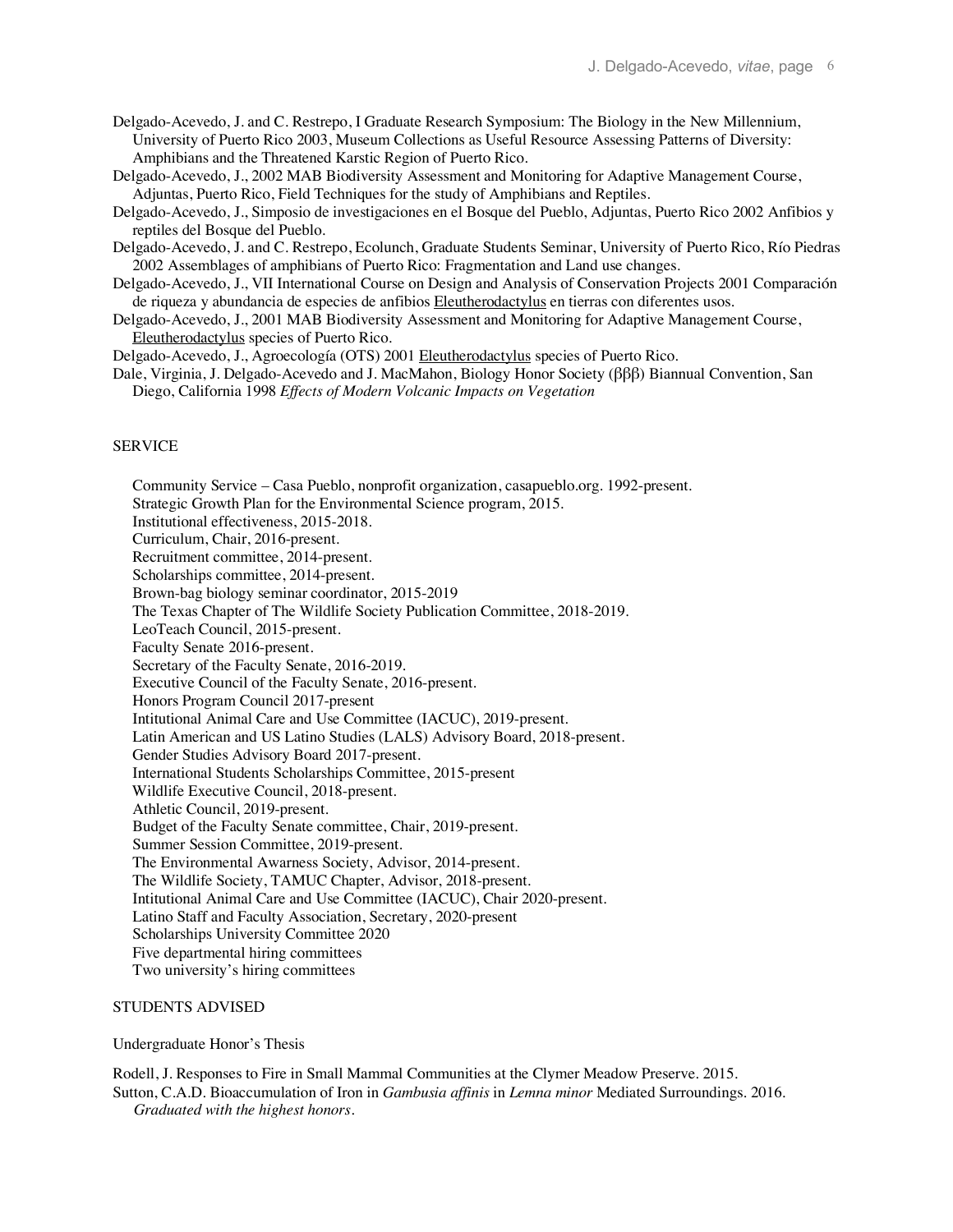Delgado-Acevedo, J. and C. Restrepo, I Graduate Research Symposium: The Biology in the New Millennium, University of Puerto Rico 2003, Museum Collections as Useful Resource Assessing Patterns of Diversity: Amphibians and the Threatened Karstic Region of Puerto Rico.

Delgado-Acevedo, J., 2002 MAB Biodiversity Assessment and Monitoring for Adaptive Management Course, Adjuntas, Puerto Rico, Field Techniques for the study of Amphibians and Reptiles.

Delgado-Acevedo, J., Simposio de investigaciones en el Bosque del Pueblo, Adjuntas, Puerto Rico 2002 Anfibios y reptiles del Bosque del Pueblo.

Delgado-Acevedo, J. and C. Restrepo, Ecolunch, Graduate Students Seminar, University of Puerto Rico, Río Piedras 2002 Assemblages of amphibians of Puerto Rico: Fragmentation and Land use changes.

Delgado-Acevedo, J., VII International Course on Design and Analysis of Conservation Projects 2001 Comparación de riqueza y abundancia de especies de anfibios Eleutherodactylus en tierras con diferentes usos.

Delgado-Acevedo, J., 2001 MAB Biodiversity Assessment and Monitoring for Adaptive Management Course, Eleutherodactylus species of Puerto Rico.

Delgado-Acevedo, J., Agroecología (OTS) 2001 Eleutherodactylus species of Puerto Rico.

Dale, Virginia, J. Delgado-Acevedo and J. MacMahon, Biology Honor Society (βββ) Biannual Convention, San Diego, California 1998 *Effects of Modern Volcanic Impacts on Vegetation*

## SERVICE

Community Service – Casa Pueblo, nonprofit organization, casapueblo.org. 1992-present.
Strategic Growth Plan for the Environmental Science program, 2015.
Institutional effectiveness, 2015-2018.
Curriculum, Chair, 2016-present.
Recruitment committee, 2014-present.
Scholarships committee, 2014-present.
Brown-bag biology seminar coordinator, 2015-2019
The Texas Chapter of The Wildlife Society Publication Committee, 2018-2019.
LeoTeach Council, 2015-present.
Faculty Senate 2016-present.
Secretary of the Faculty Senate, 2016-2019.
Executive Council of the Faculty Senate, 2016-present.
Honors Program Council 2017-present
Intitutional Animal Care and Use Committee (IACUC), 2019-present.
Latin American and US Latino Studies (LALS) Advisory Board, 2018-present.
Gender Studies Advisory Board 2017-present.
International Students Scholarships Committee, 2015-present
Wildlife Executive Council, 2018-present.
Athletic Council, 2019-present.
Budget of the Faculty Senate committee, Chair, 2019-present.
Summer Session Committee, 2019-present.
The Environmental Awarness Society, Advisor, 2014-present.
The Wildlife Society, TAMUC Chapter, Advisor, 2018-present.
Intitutional Animal Care and Use Committee (IACUC), Chair 2020-present.
Latino Staff and Faculty Association, Secretary, 2020-present
Scholarships University Committee 2020
Five departmental hiring committees
Two university's hiring committees

## STUDENTS ADVISED

Undergraduate Honor's Thesis

Rodell, J. Responses to Fire in Small Mammal Communities at the Clymer Meadow Preserve. 2015.

Sutton, C.A.D. Bioaccumulation of Iron in *Gambusia affinis* in *Lemna minor* Mediated Surroundings. 2016. *Graduated with the highest honors*.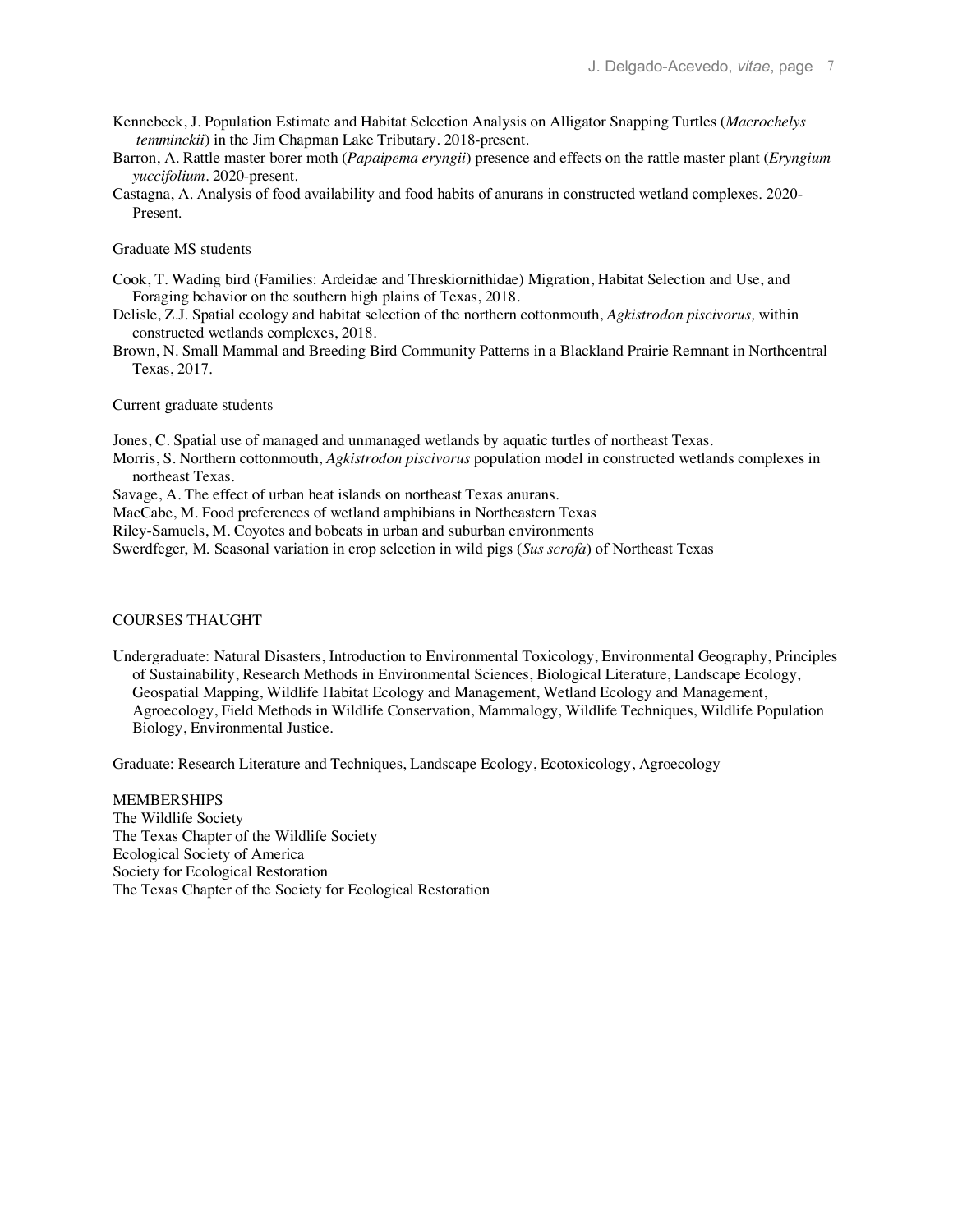Kennebeck, J. Population Estimate and Habitat Selection Analysis on Alligator Snapping Turtles (*Macrochelys temminckii*) in the Jim Chapman Lake Tributary. 2018-present.

Barron, A. Rattle master borer moth (*Papaipema eryngii*) presence and effects on the rattle master plant (*Eryngium yuccifolium*. 2020-present.

Castagna, A. Analysis of food availability and food habits of anurans in constructed wetland complexes. 2020-Present.

Graduate MS students

Cook, T. Wading bird (Families: Ardeidae and Threskiornithidae) Migration, Habitat Selection and Use, and Foraging behavior on the southern high plains of Texas, 2018.

Delisle, Z.J. Spatial ecology and habitat selection of the northern cottonmouth, *Agkistrodon piscivorus,* within constructed wetlands complexes, 2018.

Brown, N. Small Mammal and Breeding Bird Community Patterns in a Blackland Prairie Remnant in Northcentral Texas, 2017.

Current graduate students

Jones, C. Spatial use of managed and unmanaged wetlands by aquatic turtles of northeast Texas.

Morris, S. Northern cottonmouth, *Agkistrodon piscivorus* population model in constructed wetlands complexes in northeast Texas.

Savage, A. The effect of urban heat islands on northeast Texas anurans.

MacCabe, M. Food preferences of wetland amphibians in Northeastern Texas

Riley-Samuels, M. Coyotes and bobcats in urban and suburban environments

Swerdfeger, M. Seasonal variation in crop selection in wild pigs (*Sus scrofa*) of Northeast Texas

## COURSES THAUGHT

Undergraduate: Natural Disasters, Introduction to Environmental Toxicology, Environmental Geography, Principles of Sustainability, Research Methods in Environmental Sciences, Biological Literature, Landscape Ecology, Geospatial Mapping, Wildlife Habitat Ecology and Management, Wetland Ecology and Management, Agroecology, Field Methods in Wildlife Conservation, Mammalogy, Wildlife Techniques, Wildlife Population Biology, Environmental Justice.

Graduate: Research Literature and Techniques, Landscape Ecology, Ecotoxicology, Agroecology

## MEMBERSHIPS

The Wildlife Society

The Texas Chapter of the Wildlife Society

Ecological Society of America

Society for Ecological Restoration

The Texas Chapter of the Society for Ecological Restoration